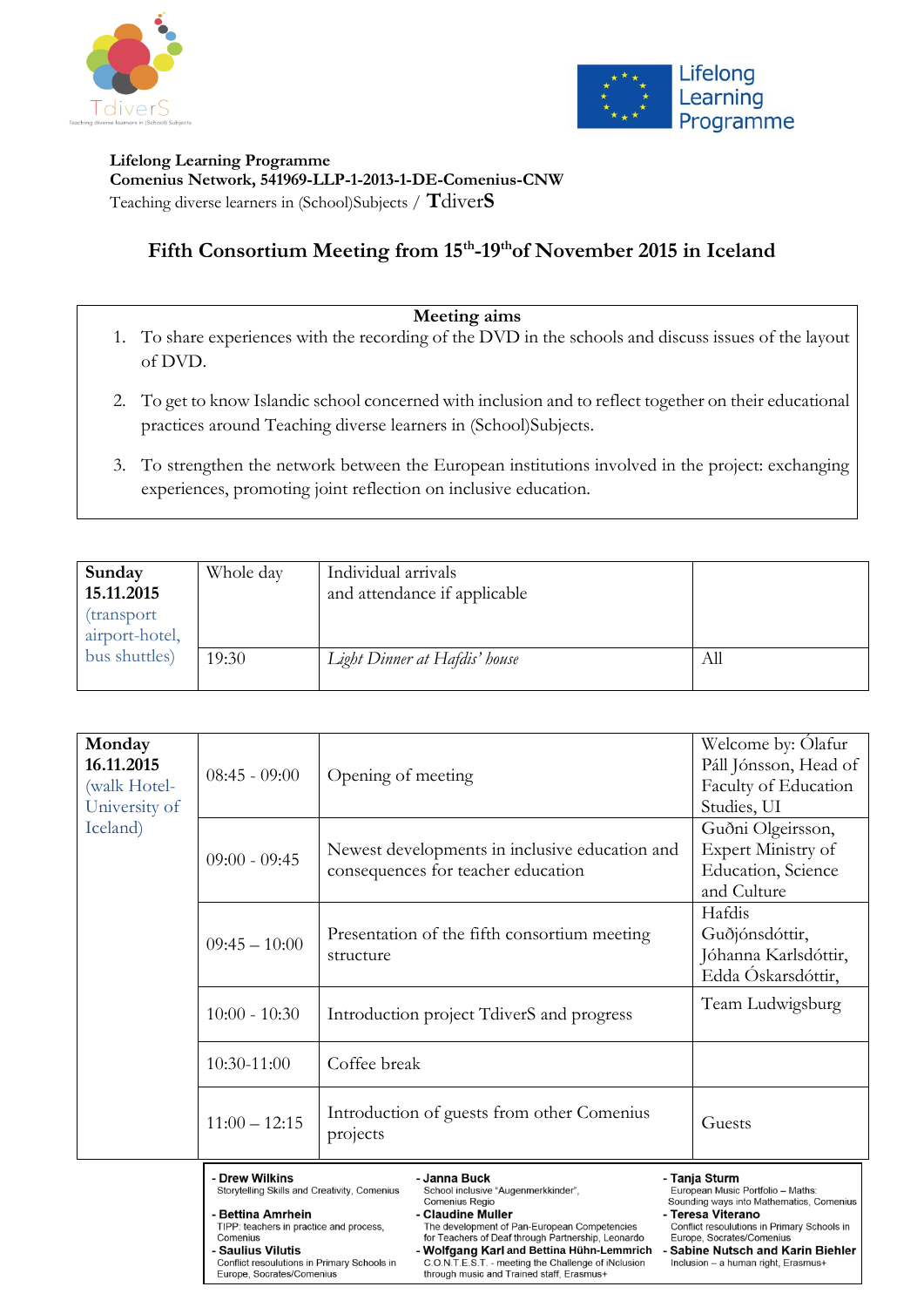Lifelong Learning Programme

**Lifelong Learning Programme**
**Comenius Network, 541969-LLP-1-2013-1-DE-Comenius-CNW**
Teaching diverse learners in (School)Subjects / **TdiverS**

# Fifth Consortium Meeting from 15th-19th of November 2015 in Iceland

**Meeting aims**

1. To share experiences with the recording of the DVD in the schools and discuss issues of the layout of DVD.
2. To get to know Islandic school concerned with inclusion and to reflect together on their educational practices around Teaching diverse learners in (School)Subjects.
3. To strengthen the network between the European institutions involved in the project: exchanging experiences, promoting joint reflection on inclusive education.

| Day | Time | Activity | Who |
|---|---|---|---|
| **Sunday 15.11.2015** (transport airport-hotel, bus shuttles) | Whole day | Individual arrivals and attendance if applicable | |
| | 19:30 | *Light Dinner at Hafdis' house* | All |

| Day | Time | Activity | Who |
|---|---|---|---|
| **Monday 16.11.2015** (walk Hotel-University of Iceland) | 08:45 - 09:00 | Opening of meeting | Welcome by: Ólafur Páll Jónsson, Head of Faculty of Education Studies, UI |
| | 09:00 - 09:45 | Newest developments in inclusive education and consequences for teacher education | Guðni Olgeirsson, Expert Ministry of Education, Science and Culture |
| | 09:45 – 10:00 | Presentation of the fifth consortium meeting structure | Hafdis Guðjónsdóttir, Jóhanna Karlsdóttir, Edda Óskarsdóttir, |
| | 10:00 - 10:30 | Introduction project TdiverS and progress | Team Ludwigsburg |
| | 10:30-11:00 | Coffee break | |
| | 11:00 – 12:15 | Introduction of guests from other Comenius projects | Guests |

- **Drew Wilkins**
  Storytelling Skills and Creativity, Comenius
- **Bettina Amrhein**
  TIPP: teachers in practice and process, Comenius
- **Saulius Vilutis**
  Conflict resoulutions in Primary Schools in Europe, Socrates/Comenius
- **Janna Buck**
  School inclusive "Augenmerkkinder", Comenius Regio
- **Claudine Muller**
  The development of Pan-European Competencies for Teachers of Deaf through Partnership, Leonardo
- **Wolfgang Karl and Bettina Hühn-Lemmrich**
  C.O.N.T.E.S.T. - meeting the Challenge of iNclusion through music and Trained staff, Erasmus+
- **Tanja Sturm**
  European Music Portfolio – Maths: Sounding ways into Mathematics, Comenius
- **Teresa Viterano**
  Conflict resoulutions in Primary Schools in Europe, Socrates/Comenius
- **Sabine Nutsch and Karin Biehler**
  Inclusion – a human right, Erasmus+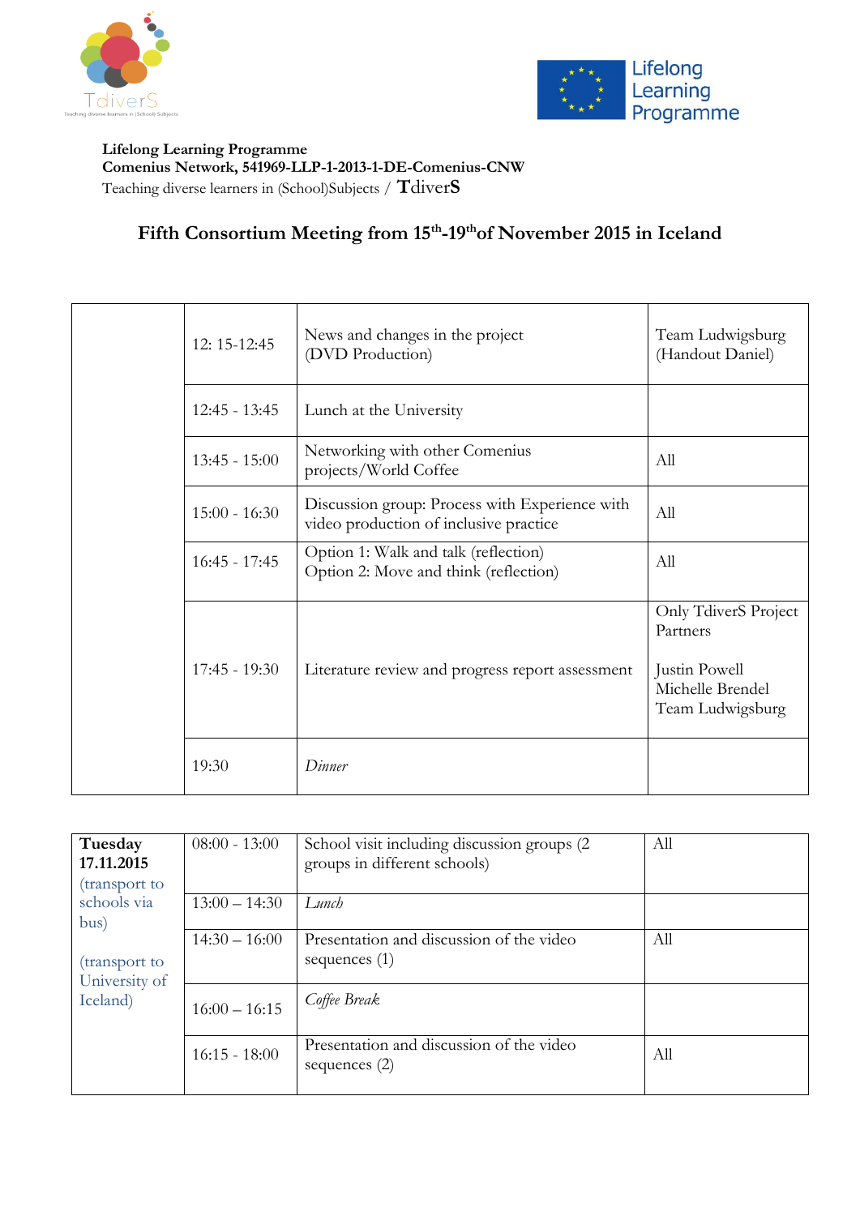**Lifelong Learning Programme**
**Comenius Network, 541969-LLP-1-2013-1-DE-Comenius-CNW**
Teaching diverse learners in (School)Subjects / **TdiverS**

## Fifth Consortium Meeting from 15th-19th of November 2015 in Iceland

| | | | |
|---|---|---|---|
| | 12: 15-12:45 | News and changes in the project (DVD Production) | Team Ludwigsburg (Handout Daniel) |
| | 12:45 - 13:45 | Lunch at the University | |
| | 13:45 - 15:00 | Networking with other Comenius projects/World Coffee | All |
| | 15:00 - 16:30 | Discussion group: Process with Experience with video production of inclusive practice | All |
| | 16:45 - 17:45 | Option 1: Walk and talk (reflection)<br>Option 2: Move and think (reflection) | All |
| | 17:45 - 19:30 | Literature review and progress report assessment | Only TdiverS Project Partners<br><br>Justin Powell<br>Michelle Brendel<br>Team Ludwigsburg |
| | 19:30 | *Dinner* | |

| | | | |
|---|---|---|---|
| **Tuesday 17.11.2015**<br>(transport to schools via bus)<br><br>(transport to University of Iceland) | 08:00 - 13:00 | School visit including discussion groups (2 groups in different schools) | All |
| | 13:00 – 14:30 | *Lunch* | |
| | 14:30 – 16:00 | Presentation and discussion of the video sequences (1) | All |
| | 16:00 – 16:15 | *Coffee Break* | |
| | 16:15 - 18:00 | Presentation and discussion of the video sequences (2) | All |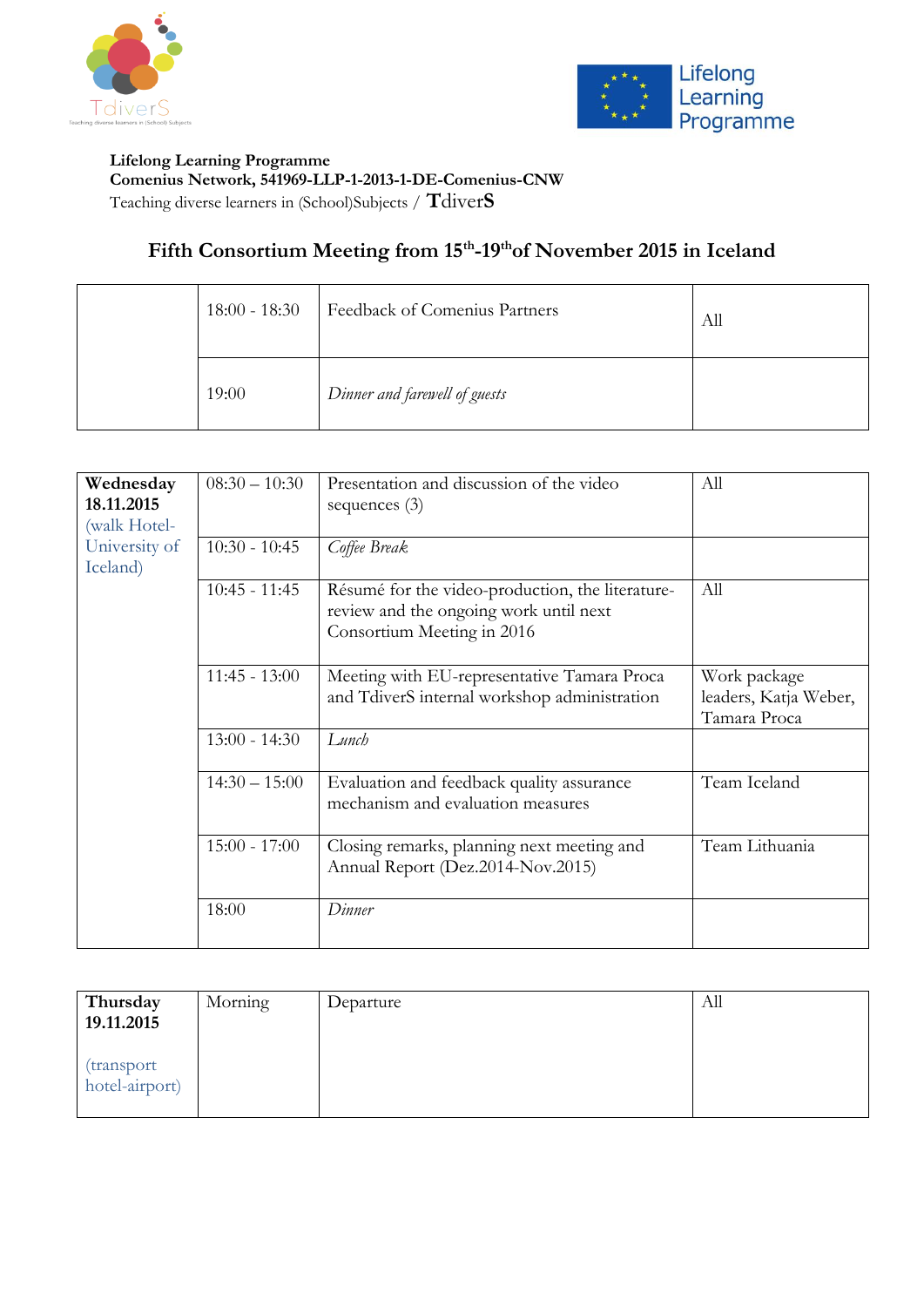**Lifelong Learning Programme**
**Comenius Network, 541969-LLP-1-2013-1-DE-Comenius-CNW**
Teaching diverse learners in (School)Subjects / **T**diver**S**

## Fifth Consortium Meeting from 15th-19th of November 2015 in Iceland

| | | | |
|---|---|---|---|
| | 18:00 - 18:30 | Feedback of Comenius Partners | All |
| | 19:00 | *Dinner and farewell of guests* | |

| | | | |
|---|---|---|---|
| **Wednesday 18.11.2015** (walk Hotel-University of Iceland) | 08:30 – 10:30 | Presentation and discussion of the video sequences (3) | All |
| | 10:30 - 10:45 | *Coffee Break* | |
| | 10:45 - 11:45 | Résumé for the video-production, the literature-review and the ongoing work until next Consortium Meeting in 2016 | All |
| | 11:45 - 13:00 | Meeting with EU-representative Tamara Proca and TdiverS internal workshop administration | Work package leaders, Katja Weber, Tamara Proca |
| | 13:00 - 14:30 | *Lunch* | |
| | 14:30 – 15:00 | Evaluation and feedback quality assurance mechanism and evaluation measures | Team Iceland |
| | 15:00 - 17:00 | Closing remarks, planning next meeting and Annual Report (Dez.2014-Nov.2015) | Team Lithuania |
| | 18:00 | *Dinner* | |

| | | | |
|---|---|---|---|
| **Thursday 19.11.2015** (transport hotel-airport) | Morning | Departure | All |